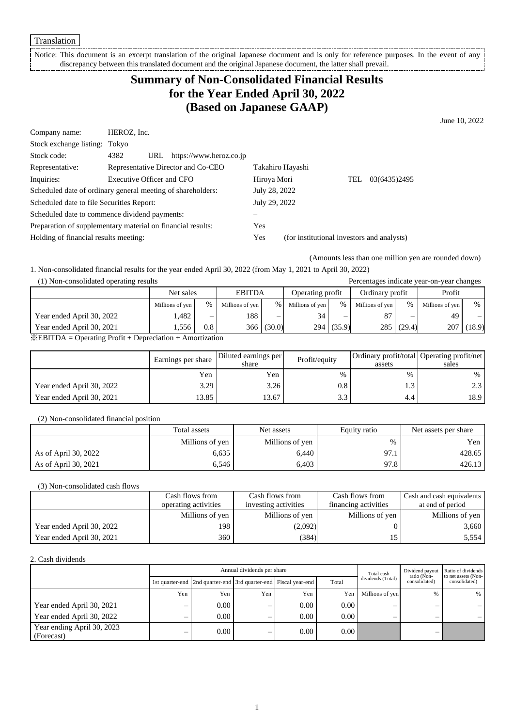Translation

Notice: This document is an excerpt translation of the original Japanese document and is only for reference purposes. In the event of any discrepancy between this translated document and the original Japanese document, the latter shall prevail.

# Summary of Non-Consolidated Financial Results for the Year Ended April 30, 2022 (Based on Japanese GAAP)

June 10, 2022

| | | | |
|---|---|---|---|
| Company name: | HEROZ, Inc. | | |
| Stock exchange listing: | Tokyo | | |
| Stock code: | 4382 URL https://www.heroz.co.jp | | |
| Representative: | Representative Director and Co-CEO | Takahiro Hayashi | |
| Inquiries: | Executive Officer and CFO | Hiroya Mori | TEL 03(6435)2495 |

Scheduled date of ordinary general meeting of shareholders: July 28, 2022
Scheduled date to file Securities Report: July 29, 2022
Scheduled date to commence dividend payments: –
Preparation of supplementary material on financial results: Yes
Holding of financial results meeting: Yes (for institutional investors and analysts)

(Amounts less than one million yen are rounded down)

1. Non-consolidated financial results for the year ended April 30, 2022 (from May 1, 2021 to April 30, 2022)

(1) Non-consolidated operating results

Percentages indicate year-on-year changes

| | Net sales | | EBITDA | | Operating profit | | Ordinary profit | | Profit | |
|---|---|---|---|---|---|---|---|---|---|---|
| | Millions of yen | % | Millions of yen | % | Millions of yen | % | Millions of yen | % | Millions of yen | % |
| Year ended April 30, 2022 | 1,482 | – | 188 | – | 34 | – | 87 | – | 49 | – |
| Year ended April 30, 2021 | 1,556 | 0.8 | 366 | (30.0) | 294 | (35.9) | 285 | (29.4) | 207 | (18.9) |

※EBITDA = Operating Profit + Depreciation + Amortization

| | Earnings per share | Diluted earnings per share | Profit/equity | Ordinary profit/total assets | Operating profit/net sales |
|---|---|---|---|---|---|
| | Yen | Yen | % | % | % |
| Year ended April 30, 2022 | 3.29 | 3.26 | 0.8 | 1.3 | 2.3 |
| Year ended April 30, 2021 | 13.85 | 13.67 | 3.3 | 4.4 | 18.9 |

(2) Non-consolidated financial position

| | Total assets | Net assets | Equity ratio | Net assets per share |
|---|---|---|---|---|
| | Millions of yen | Millions of yen | % | Yen |
| As of April 30, 2022 | 6,635 | 6,440 | 97.1 | 428.65 |
| As of April 30, 2021 | 6,546 | 6,403 | 97.8 | 426.13 |

(3) Non-consolidated cash flows

| | Cash flows from operating activities | Cash flows from investing activities | Cash flows from financing activities | Cash and cash equivalents at end of period |
|---|---|---|---|---|
| | Millions of yen | Millions of yen | Millions of yen | Millions of yen |
| Year ended April 30, 2022 | 198 | (2,092) | 0 | 3,660 |
| Year ended April 30, 2021 | 360 | (384) | 15 | 5,554 |

2. Cash dividends

| | Annual dividends per share | | | | | Total cash dividends (Total) | Dividend payout ratio (Non-consolidated) | Ratio of dividends to net assets (Non-consolidated) |
|---|---|---|---|---|---|---|---|---|
| | 1st quarter-end | 2nd quarter-end | 3rd quarter-end | Fiscal year-end | Total | | | |
| | Yen | Yen | Yen | Yen | Yen | Millions of yen | % | % |
| Year ended April 30, 2021 | – | 0.00 | – | 0.00 | 0.00 | – | – | – |
| Year ended April 30, 2022 | – | 0.00 | – | 0.00 | 0.00 | – | – | – |
| Year ending April 30, 2023 (Forecast) | – | 0.00 | – | 0.00 | 0.00 | | – | |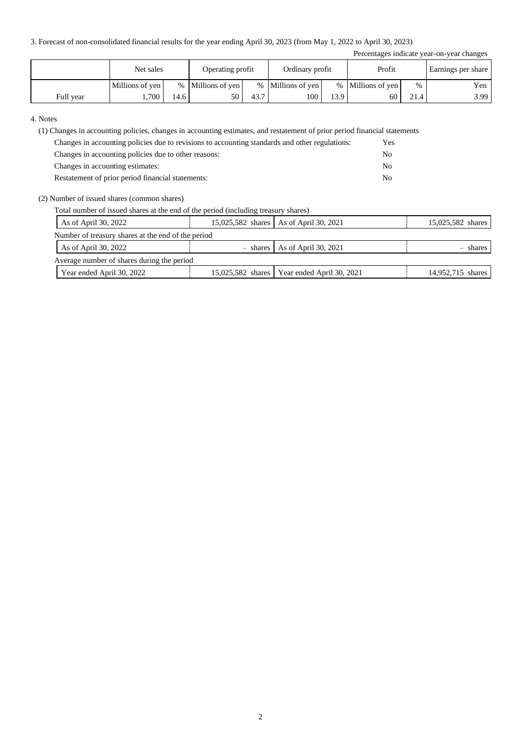3. Forecast of non-consolidated financial results for the year ending April 30, 2023 (from May 1, 2022 to April 30, 2023)

Percentages indicate year-on-year changes

| | Net sales | | Operating profit | | Ordinary profit | | Profit | | Earnings per share |
|---|---|---|---|---|---|---|---|---|---|
| | Millions of yen | % | Millions of yen | % | Millions of yen | % | Millions of yen | % | Yen |
| Full year | 1,700 | 14.6 | 50 | 43.7 | 100 | 13.9 | 60 | 21.4 | 3.99 |

4. Notes

(1) Changes in accounting policies, changes in accounting estimates, and restatement of prior period financial statements

| | |
|---|---|
| Changes in accounting policies due to revisions to accounting standards and other regulations: | Yes |
| Changes in accounting policies due to other reasons: | No |
| Changes in accounting estimates: | No |
| Restatement of prior period financial statements: | No |

(2) Number of issued shares (common shares)

Total number of issued shares at the end of the period (including treasury shares)

| | | | |
|---|---|---|---|
| As of April 30, 2022 | 15,025,582 shares | As of April 30, 2021 | 15,025,582 shares |

Number of treasury shares at the end of the period

| | | | |
|---|---|---|---|
| As of April 30, 2022 | – shares | As of April 30, 2021 | – shares |

Average number of shares during the period

| | | | |
|---|---|---|---|
| Year ended April 30, 2022 | 15,025,582 shares | Year ended April 30, 2021 | 14,952,715 shares |